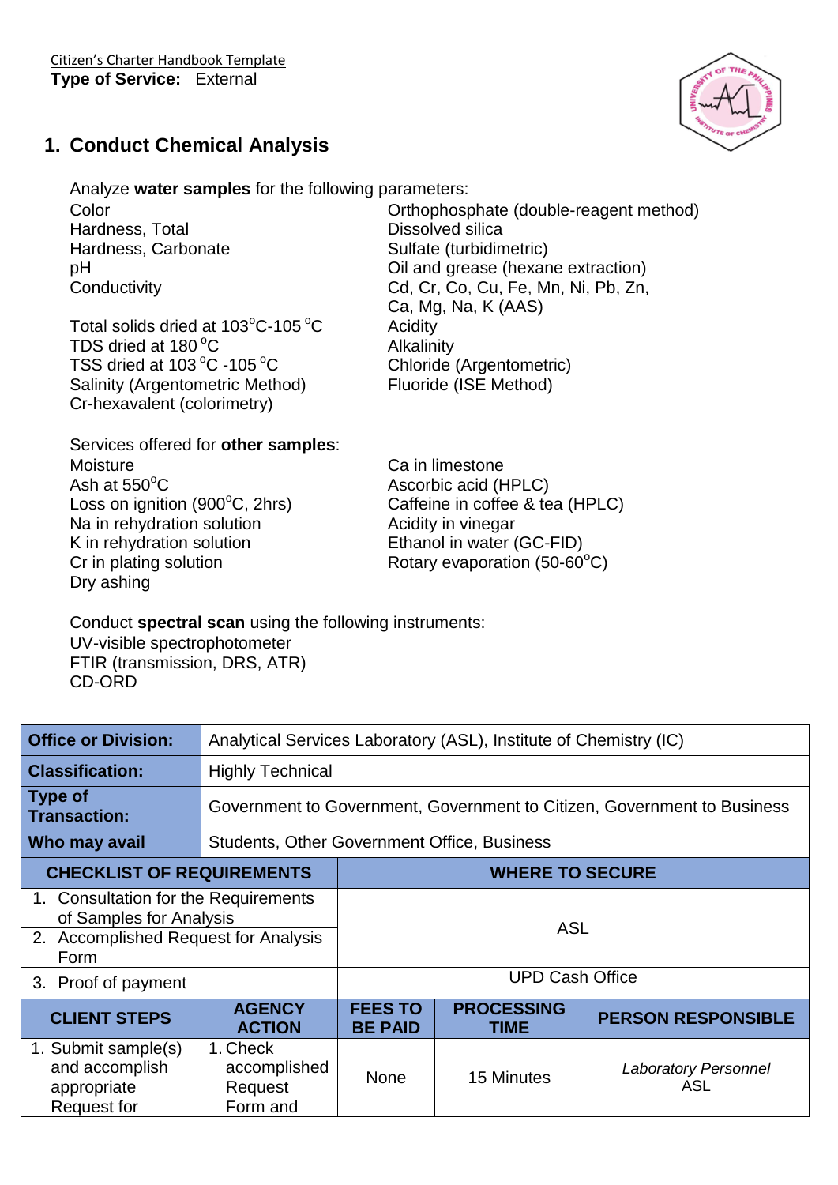Citizen's Charter Handbook Template

**Type of Service:** External

## 1. Conduct Chemical Analysis

Analyze **water samples** for the following parameters:

Color
Hardness, Total
Hardness, Carbonate
pH
Conductivity

Total solids dried at 103$^{o}$C-105 $^{o}$C
TDS dried at 180 $^{o}$C
TSS dried at 103 $^{o}$C -105 $^{o}$C
Salinity (Argentometric Method)
Cr-hexavalent (colorimetry)

Orthophosphate (double-reagent method)
Dissolved silica
Sulfate (turbidimetric)
Oil and grease (hexane extraction)
Cd, Cr, Co, Cu, Fe, Mn, Ni, Pb, Zn, Ca, Mg, Na, K (AAS)
Acidity
Alkalinity
Chloride (Argentometric)
Fluoride (ISE Method)

Services offered for **other samples**:

Moisture
Ash at 550$^{o}$C
Loss on ignition (900$^{o}$C, 2hrs)
Na in rehydration solution
K in rehydration solution
Cr in plating solution
Dry ashing

Ca in limestone
Ascorbic acid (HPLC)
Caffeine in coffee & tea (HPLC)
Acidity in vinegar
Ethanol in water (GC-FID)
Rotary evaporation (50-60$^{o}$C)

Conduct **spectral scan** using the following instruments:

UV-visible spectrophotometer
FTIR (transmission, DRS, ATR)
CD-ORD

| **Office or Division:** | Analytical Services Laboratory (ASL), Institute of Chemistry (IC) | | | |
|---|---|---|---|---|
| **Classification:** | Highly Technical | | | |
| **Type of Transaction:** | Government to Government, Government to Citizen, Government to Business | | | |
| **Who may avail** | Students, Other Government Office, Business | | | |
| **CHECKLIST OF REQUIREMENTS** | | **WHERE TO SECURE** | | |
| 1. Consultation for the Requirements of Samples for Analysis<br>2. Accomplished Request for Analysis Form | | ASL | | |
| 3. Proof of payment | | UPD Cash Office | | |
| **CLIENT STEPS** | **AGENCY ACTION** | **FEES TO BE PAID** | **PROCESSING TIME** | **PERSON RESPONSIBLE** |
| 1. Submit sample(s) and accomplish appropriate Request for | 1. Check accomplished Request Form and | None | 15 Minutes | *Laboratory Personnel* ASL |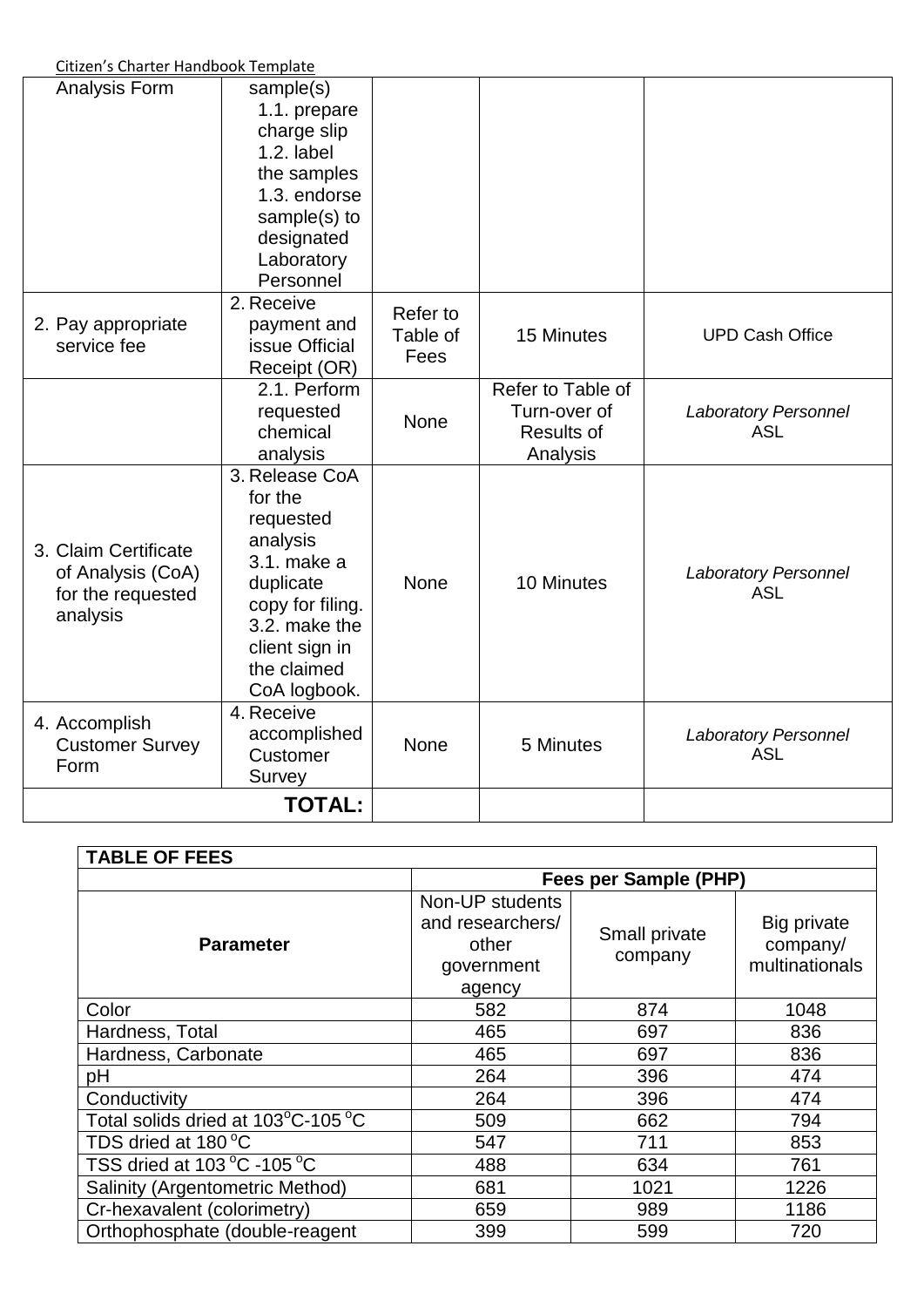| Analysis Form | sample(s)<br>1.1. prepare charge slip<br>1.2. label the samples<br>1.3. endorse sample(s) to designated Laboratory Personnel | | | |
|---|---|---|---|---|
| 2. Pay appropriate service fee | 2. Receive payment and issue Official Receipt (OR) | Refer to Table of Fees | 15 Minutes | UPD Cash Office |
| | 2.1. Perform requested chemical analysis | None | Refer to Table of Turn-over of Results of Analysis | *Laboratory Personnel*<br>ASL |
| 3. Claim Certificate of Analysis (CoA) for the requested analysis | 3. Release CoA for the requested analysis<br>3.1. make a duplicate copy for filing.<br>3.2. make the client sign in the claimed CoA logbook. | None | 10 Minutes | *Laboratory Personnel*<br>ASL |
| 4. Accomplish Customer Survey Form | 4. Receive accomplished Customer Survey | None | 5 Minutes | *Laboratory Personnel*<br>ASL |
| | **TOTAL:** | | | |

| **TABLE OF FEES** | | | |
|---|---|---|---|
| | **Fees per Sample (PHP)** | | |
| **Parameter** | Non-UP students and researchers/ other government agency | Small private company | Big private company/ multinationals |
| Color | 582 | 874 | 1048 |
| Hardness, Total | 465 | 697 | 836 |
| Hardness, Carbonate | 465 | 697 | 836 |
| pH | 264 | 396 | 474 |
| Conductivity | 264 | 396 | 474 |
| Total solids dried at 103°C-105 °C | 509 | 662 | 794 |
| TDS dried at 180 °C | 547 | 711 | 853 |
| TSS dried at 103 °C -105 °C | 488 | 634 | 761 |
| Salinity (Argentometric Method) | 681 | 1021 | 1226 |
| Cr-hexavalent (colorimetry) | 659 | 989 | 1186 |
| Orthophosphate (double-reagent | 399 | 599 | 720 |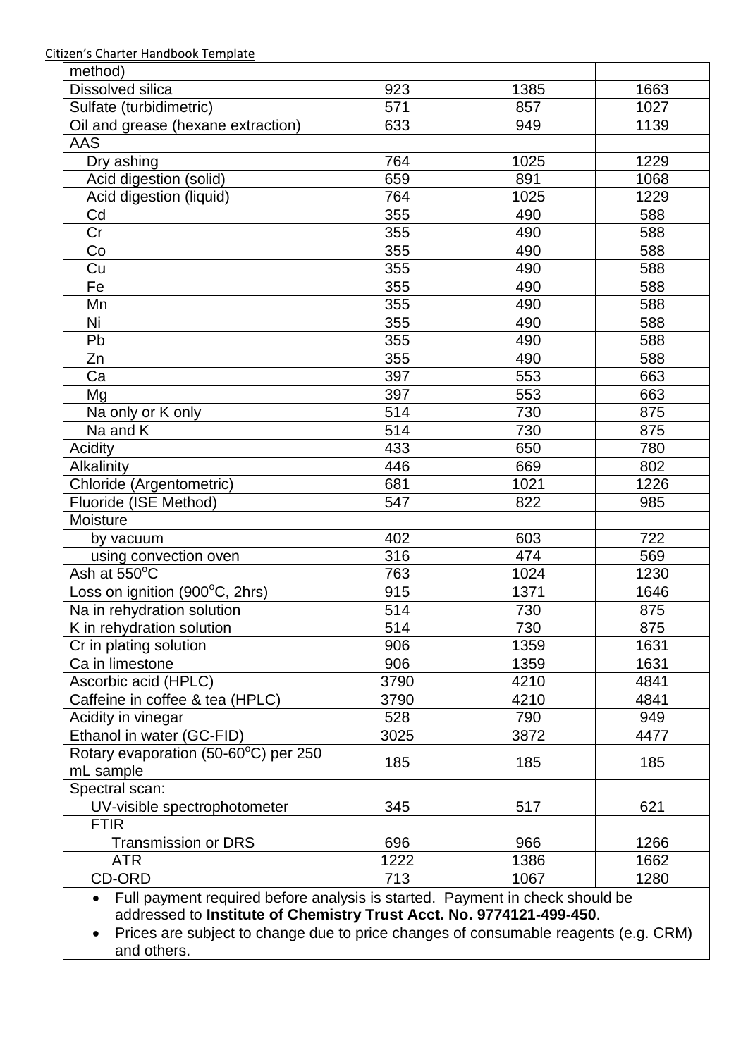| | | | |
|---|---|---|---|
| method) | | | |
| Dissolved silica | 923 | 1385 | 1663 |
| Sulfate (turbidimetric) | 571 | 857 | 1027 |
| Oil and grease (hexane extraction) | 633 | 949 | 1139 |
| AAS | | | |
| Dry ashing | 764 | 1025 | 1229 |
| Acid digestion (solid) | 659 | 891 | 1068 |
| Acid digestion (liquid) | 764 | 1025 | 1229 |
| Cd | 355 | 490 | 588 |
| Cr | 355 | 490 | 588 |
| Co | 355 | 490 | 588 |
| Cu | 355 | 490 | 588 |
| Fe | 355 | 490 | 588 |
| Mn | 355 | 490 | 588 |
| Ni | 355 | 490 | 588 |
| Pb | 355 | 490 | 588 |
| Zn | 355 | 490 | 588 |
| Ca | 397 | 553 | 663 |
| Mg | 397 | 553 | 663 |
| Na only or K only | 514 | 730 | 875 |
| Na and K | 514 | 730 | 875 |
| Acidity | 433 | 650 | 780 |
| Alkalinity | 446 | 669 | 802 |
| Chloride (Argentometric) | 681 | 1021 | 1226 |
| Fluoride (ISE Method) | 547 | 822 | 985 |
| Moisture | | | |
| by vacuum | 402 | 603 | 722 |
| using convection oven | 316 | 474 | 569 |
| Ash at 550$^{o}$C | 763 | 1024 | 1230 |
| Loss on ignition (900$^{o}$C, 2hrs) | 915 | 1371 | 1646 |
| Na in rehydration solution | 514 | 730 | 875 |
| K in rehydration solution | 514 | 730 | 875 |
| Cr in plating solution | 906 | 1359 | 1631 |
| Ca in limestone | 906 | 1359 | 1631 |
| Ascorbic acid (HPLC) | 3790 | 4210 | 4841 |
| Caffeine in coffee & tea (HPLC) | 3790 | 4210 | 4841 |
| Acidity in vinegar | 528 | 790 | 949 |
| Ethanol in water (GC-FID) | 3025 | 3872 | 4477 |
| Rotary evaporation (50-60$^{o}$C) per 250 mL sample | 185 | 185 | 185 |
| Spectral scan: | | | |
| UV-visible spectrophotometer | 345 | 517 | 621 |
| FTIR | | | |
| Transmission or DRS | 696 | 966 | 1266 |
| ATR | 1222 | 1386 | 1662 |
| CD-ORD | 713 | 1067 | 1280 |

- Full payment required before analysis is started. Payment in check should be addressed to **Institute of Chemistry Trust Acct. No. 9774121-499-450**.
- Prices are subject to change due to price changes of consumable reagents (e.g. CRM) and others.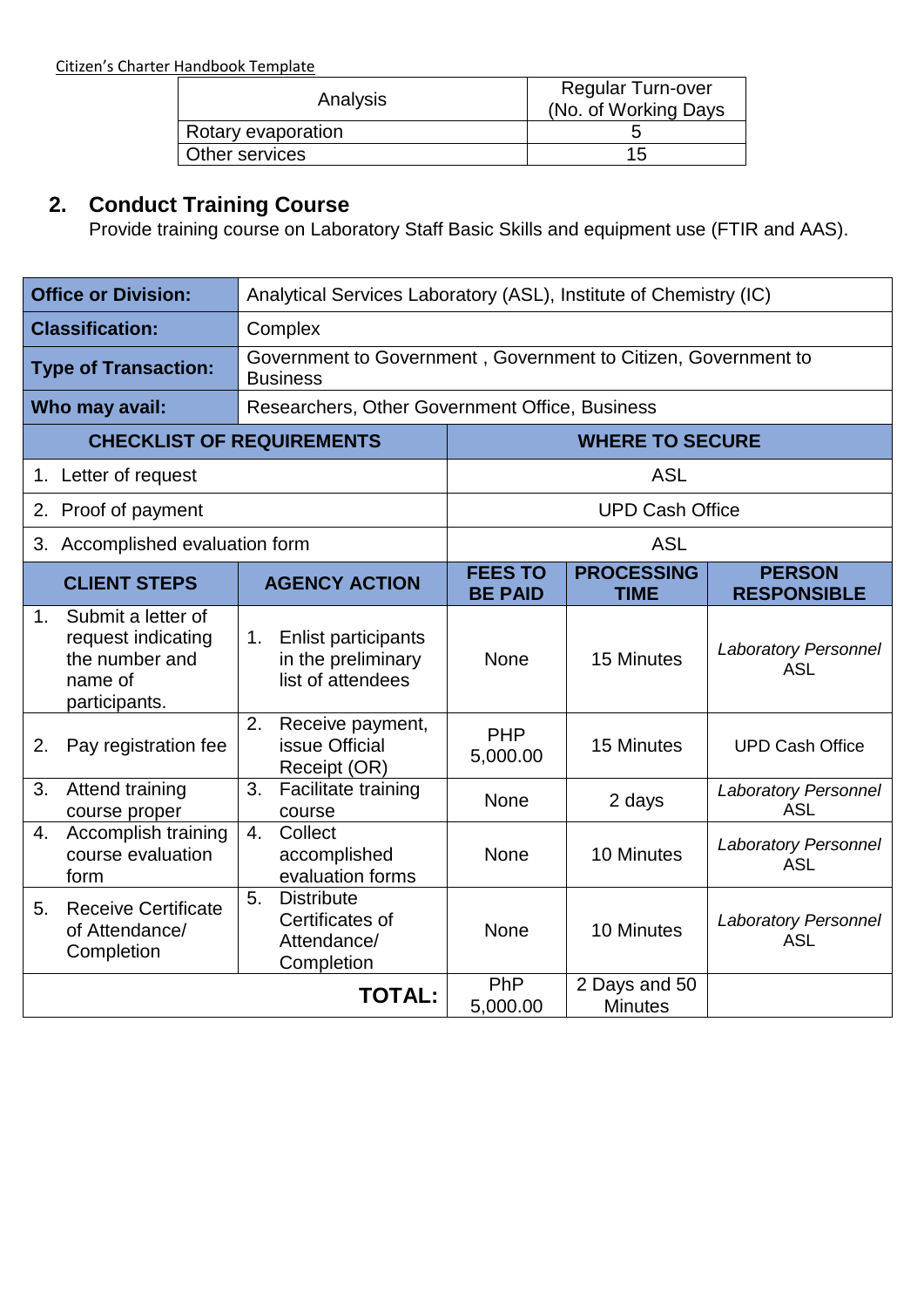| Analysis | Regular Turn-over (No. of Working Days |
|---|---|
| Rotary evaporation | 5 |
| Other services | 15 |

## 2. Conduct Training Course

Provide training course on Laboratory Staff Basic Skills and equipment use (FTIR and AAS).

| | | | | |
|---|---|---|---|---|
| **Office or Division:** | Analytical Services Laboratory (ASL), Institute of Chemistry (IC) | | | |
| **Classification:** | Complex | | | |
| **Type of Transaction:** | Government to Government , Government to Citizen, Government to Business | | | |
| **Who may avail:** | Researchers, Other Government Office, Business | | | |
| **CHECKLIST OF REQUIREMENTS** | | **WHERE TO SECURE** | | |
| 1. Letter of request | | ASL | | |
| 2. Proof of payment | | UPD Cash Office | | |
| 3. Accomplished evaluation form | | ASL | | |
| **CLIENT STEPS** | **AGENCY ACTION** | **FEES TO BE PAID** | **PROCESSING TIME** | **PERSON RESPONSIBLE** |
| 1. Submit a letter of request indicating the number and name of participants. | 1. Enlist participants in the preliminary list of attendees | None | 15 Minutes | *Laboratory Personnel* ASL |
| 2. Pay registration fee | 2. Receive payment, issue Official Receipt (OR) | PHP 5,000.00 | 15 Minutes | UPD Cash Office |
| 3. Attend training course proper | 3. Facilitate training course | None | 2 days | *Laboratory Personnel* ASL |
| 4. Accomplish training course evaluation form | 4. Collect accomplished evaluation forms | None | 10 Minutes | *Laboratory Personnel* ASL |
| 5. Receive Certificate of Attendance/ Completion | 5. Distribute Certificates of Attendance/ Completion | None | 10 Minutes | *Laboratory Personnel* ASL |
| | **TOTAL:** | PhP 5,000.00 | 2 Days and 50 Minutes | |